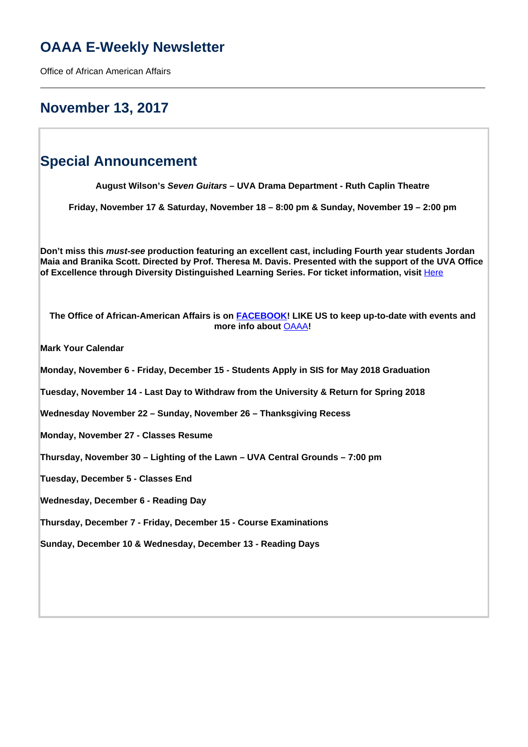# OAAA E-Weekly Newsletter

Office of African American Affairs

---

## November 13, 2017

## Special Announcement

**August Wilson's *Seven Guitars* – UVA Drama Department - Ruth Caplin Theatre**

**Friday, November 17 & Saturday, November 18 – 8:00 pm & Sunday, November 19 – 2:00 pm**

**Don't miss this *must-see* production featuring an excellent cast, including Fourth year students Jordan Maia and Branika Scott. Directed by Prof. Theresa M. Davis. Presented with the support of the UVA Office of Excellence through Diversity Distinguished Learning Series. For ticket information, visit** Here

**The Office of African-American Affairs is on FACEBOOK! LIKE US to keep up-to-date with events and more info about** OAAA**!**

**Mark Your Calendar**

**Monday, November 6 - Friday, December 15 - Students Apply in SIS for May 2018 Graduation**

**Tuesday, November 14 - Last Day to Withdraw from the University & Return for Spring 2018**

**Wednesday November 22 – Sunday, November 26 – Thanksgiving Recess**

**Monday, November 27 - Classes Resume**

**Thursday, November 30 – Lighting of the Lawn – UVA Central Grounds – 7:00 pm**

**Tuesday, December 5 - Classes End**

**Wednesday, December 6 - Reading Day**

**Thursday, December 7 - Friday, December 15 - Course Examinations**

**Sunday, December 10 & Wednesday, December 13 - Reading Days**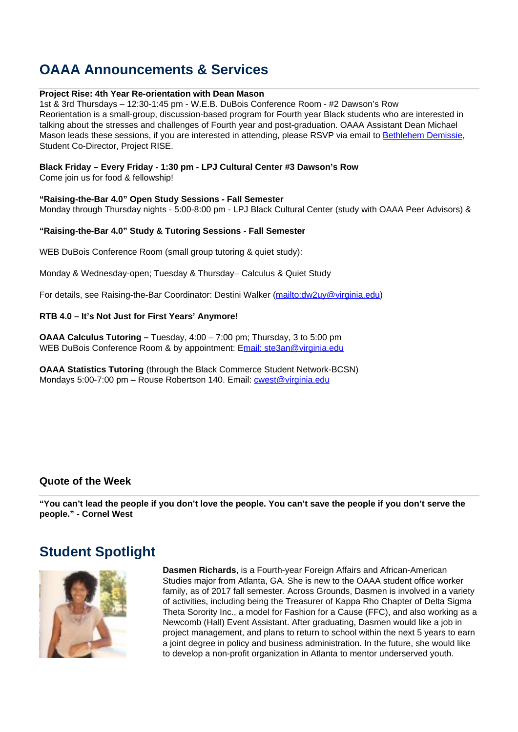## OAAA Announcements & Services

**Project Rise: 4th Year Re-orientation with Dean Mason**
1st & 3rd Thursdays – 12:30-1:45 pm - W.E.B. DuBois Conference Room - #2 Dawson's Row
Reorientation is a small-group, discussion-based program for Fourth year Black students who are interested in talking about the stresses and challenges of Fourth year and post-graduation. OAAA Assistant Dean Michael Mason leads these sessions, if you are interested in attending, please RSVP via email to Bethlehem Demissie, Student Co-Director, Project RISE.

**Black Friday – Every Friday - 1:30 pm - LPJ Cultural Center #3 Dawson's Row**
Come join us for food & fellowship!

**"Raising-the-Bar 4.0" Open Study Sessions - Fall Semester**
Monday through Thursday nights - 5:00-8:00 pm - LPJ Black Cultural Center (study with OAAA Peer Advisors) &

**"Raising-the-Bar 4.0" Study & Tutoring Sessions - Fall Semester**

WEB DuBois Conference Room (small group tutoring & quiet study):

Monday & Wednesday-open; Tuesday & Thursday– Calculus & Quiet Study

For details, see Raising-the-Bar Coordinator: Destini Walker (mailto:dw2uy@virginia.edu)

**RTB 4.0 – It's Not Just for First Years' Anymore!**

**OAAA Calculus Tutoring –** Tuesday, 4:00 – 7:00 pm; Thursday, 3 to 5:00 pm
WEB DuBois Conference Room & by appointment: Email: ste3an@virginia.edu

**OAAA Statistics Tutoring** (through the Black Commerce Student Network-BCSN)
Mondays 5:00-7:00 pm – Rouse Robertson 140. Email: cwest@virginia.edu

### Quote of the Week

**"You can't lead the people if you don't love the people. You can't save the people if you don't serve the people." - Cornel West**

## Student Spotlight

**Dasmen Richards**, is a Fourth-year Foreign Affairs and African-American Studies major from Atlanta, GA. She is new to the OAAA student office worker family, as of 2017 fall semester. Across Grounds, Dasmen is involved in a variety of activities, including being the Treasurer of Kappa Rho Chapter of Delta Sigma Theta Sorority Inc., a model for Fashion for a Cause (FFC), and also working as a Newcomb (Hall) Event Assistant. After graduating, Dasmen would like a job in project management, and plans to return to school within the next 5 years to earn a joint degree in policy and business administration. In the future, she would like to develop a non-profit organization in Atlanta to mentor underserved youth.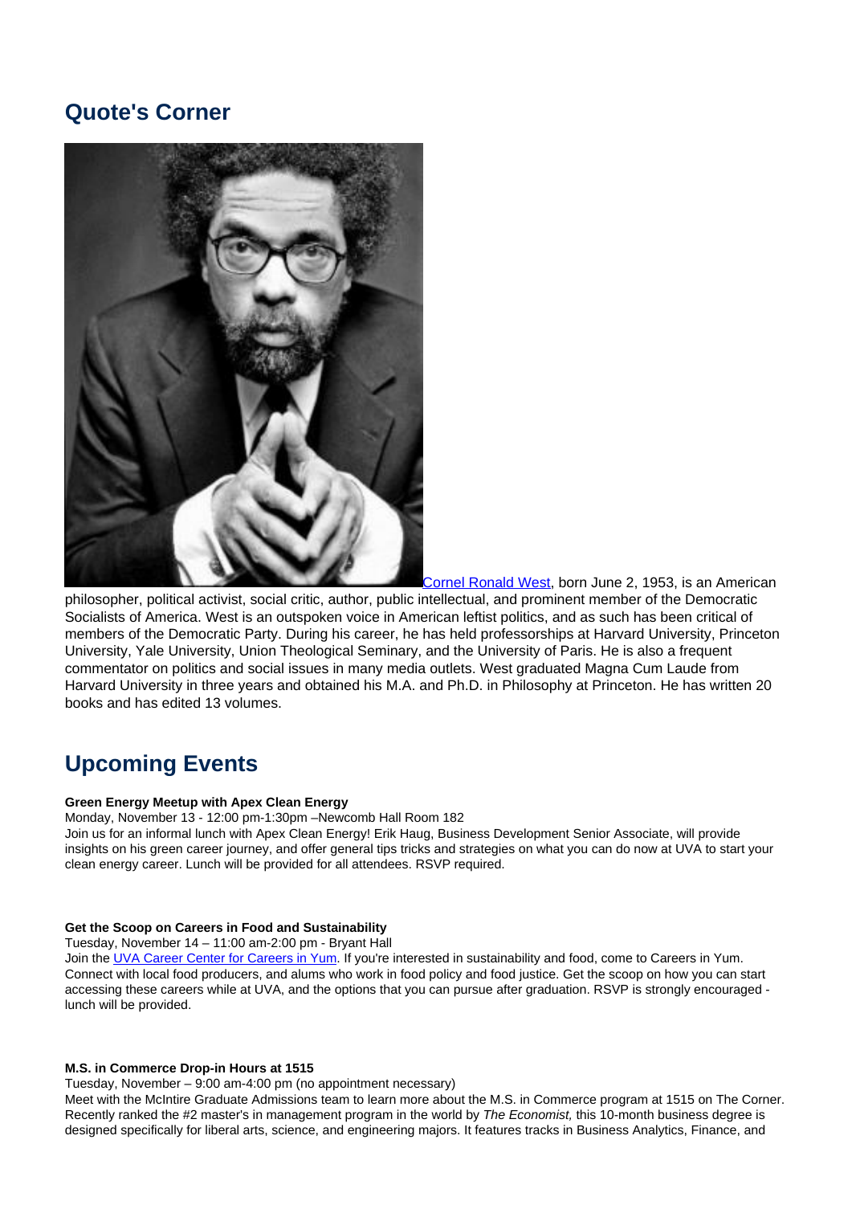## Quote's Corner

[Cornel Ronald West](), born June 2, 1953, is an American philosopher, political activist, social critic, author, public intellectual, and prominent member of the Democratic Socialists of America. West is an outspoken voice in American leftist politics, and as such has been critical of members of the Democratic Party. During his career, he has held professorships at Harvard University, Princeton University, Yale University, Union Theological Seminary, and the University of Paris. He is also a frequent commentator on politics and social issues in many media outlets. West graduated Magna Cum Laude from Harvard University in three years and obtained his M.A. and Ph.D. in Philosophy at Princeton. He has written 20 books and has edited 13 volumes.

## Upcoming Events

**Green Energy Meetup with Apex Clean Energy**
Monday, November 13 - 12:00 pm-1:30pm –Newcomb Hall Room 182
Join us for an informal lunch with Apex Clean Energy! Erik Haug, Business Development Senior Associate, will provide insights on his green career journey, and offer general tips tricks and strategies on what you can do now at UVA to start your clean energy career. Lunch will be provided for all attendees. RSVP required.

**Get the Scoop on Careers in Food and Sustainability**
Tuesday, November 14 – 11:00 am-2:00 pm - Bryant Hall
Join the UVA Career Center for Careers in Yum. If you're interested in sustainability and food, come to Careers in Yum. Connect with local food producers, and alums who work in food policy and food justice. Get the scoop on how you can start accessing these careers while at UVA, and the options that you can pursue after graduation. RSVP is strongly encouraged - lunch will be provided.

**M.S. in Commerce Drop-in Hours at 1515**
Tuesday, November – 9:00 am-4:00 pm (no appointment necessary)
Meet with the McIntire Graduate Admissions team to learn more about the M.S. in Commerce program at 1515 on The Corner. Recently ranked the #2 master's in management program in the world by *The Economist,* this 10-month business degree is designed specifically for liberal arts, science, and engineering majors. It features tracks in Business Analytics, Finance, and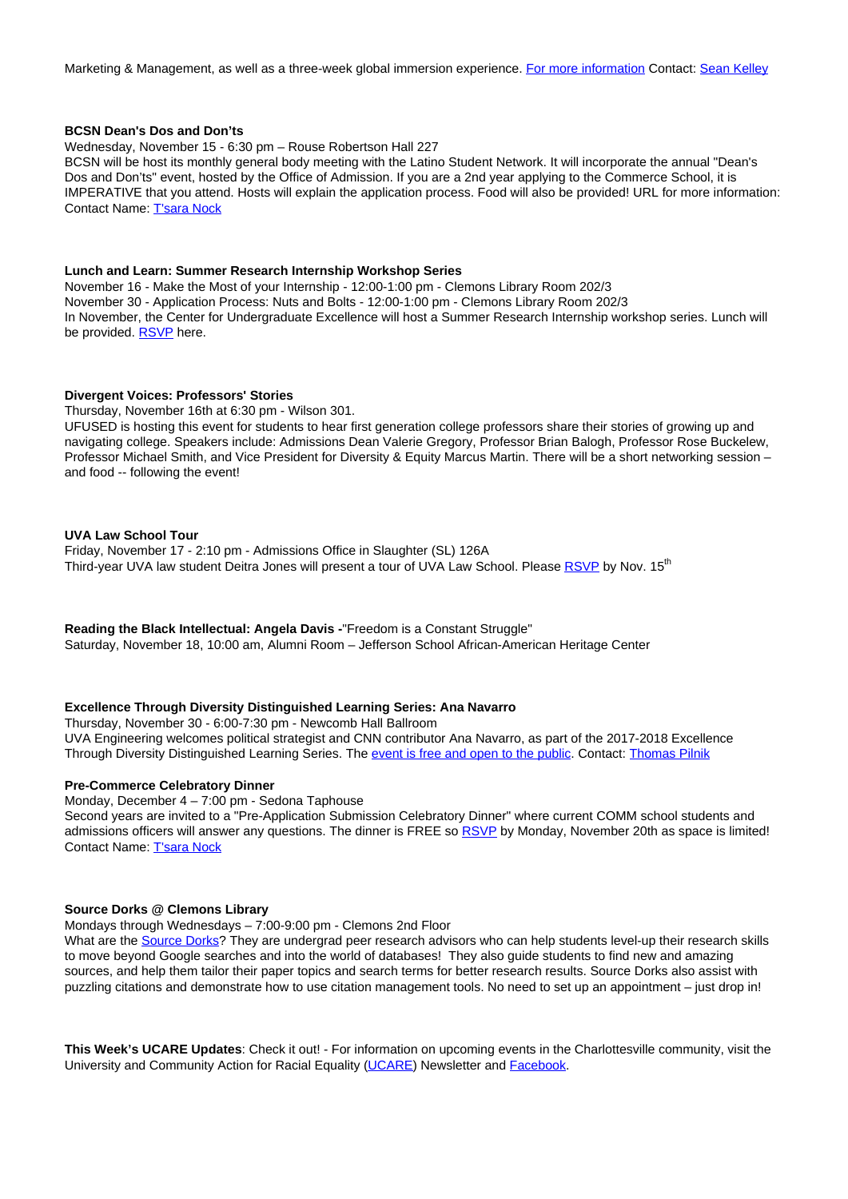Marketing & Management, as well as a three-week global immersion experience. [For more information](#) Contact: [Sean Kelley](#)

**BCSN Dean's Dos and Don'ts**

Wednesday, November 15 - 6:30 pm – Rouse Robertson Hall 227

BCSN will be host its monthly general body meeting with the Latino Student Network. It will incorporate the annual "Dean's Dos and Don'ts" event, hosted by the Office of Admission. If you are a 2nd year applying to the Commerce School, it is IMPERATIVE that you attend. Hosts will explain the application process. Food will also be provided! URL for more information: Contact Name: [T'sara Nock](#)

**Lunch and Learn: Summer Research Internship Workshop Series**

November 16 - Make the Most of your Internship - 12:00-1:00 pm - Clemons Library Room 202/3

November 30 - Application Process: Nuts and Bolts - 12:00-1:00 pm - Clemons Library Room 202/3

In November, the Center for Undergraduate Excellence will host a Summer Research Internship workshop series. Lunch will be provided. [RSVP](#) here.

**Divergent Voices: Professors' Stories**

Thursday, November 16th at 6:30 pm - Wilson 301.

UFUSED is hosting this event for students to hear first generation college professors share their stories of growing up and navigating college. Speakers include: Admissions Dean Valerie Gregory, Professor Brian Balogh, Professor Rose Buckelew, Professor Michael Smith, and Vice President for Diversity & Equity Marcus Martin. There will be a short networking session – and food -- following the event!

**UVA Law School Tour**

Friday, November 17 - 2:10 pm - Admissions Office in Slaughter (SL) 126A

Third-year UVA law student Deitra Jones will present a tour of UVA Law School. Please [RSVP](#) by Nov. 15th

**Reading the Black Intellectual: Angela Davis -**"Freedom is a Constant Struggle"

Saturday, November 18, 10:00 am, Alumni Room – Jefferson School African-American Heritage Center

**Excellence Through Diversity Distinguished Learning Series: Ana Navarro**

Thursday, November 30 - 6:00-7:30 pm - Newcomb Hall Ballroom

UVA Engineering welcomes political strategist and CNN contributor Ana Navarro, as part of the 2017-2018 Excellence Through Diversity Distinguished Learning Series. The [event is free and open to the public](#). Contact: [Thomas Pilnik](#)

**Pre-Commerce Celebratory Dinner**

Monday, December 4 – 7:00 pm - Sedona Taphouse

Second years are invited to a "Pre-Application Submission Celebratory Dinner" where current COMM school students and admissions officers will answer any questions. The dinner is FREE so [RSVP](#) by Monday, November 20th as space is limited! Contact Name: [T'sara Nock](#)

**Source Dorks @ Clemons Library**

Mondays through Wednesdays – 7:00-9:00 pm - Clemons 2nd Floor

What are the [Source Dorks](#)? They are undergrad peer research advisors who can help students level-up their research skills to move beyond Google searches and into the world of databases! They also guide students to find new and amazing sources, and help them tailor their paper topics and search terms for better research results. Source Dorks also assist with puzzling citations and demonstrate how to use citation management tools. No need to set up an appointment – just drop in!

**This Week's UCARE Updates**: Check it out! - For information on upcoming events in the Charlottesville community, visit the University and Community Action for Racial Equality ([UCARE](#)) Newsletter and [Facebook](#).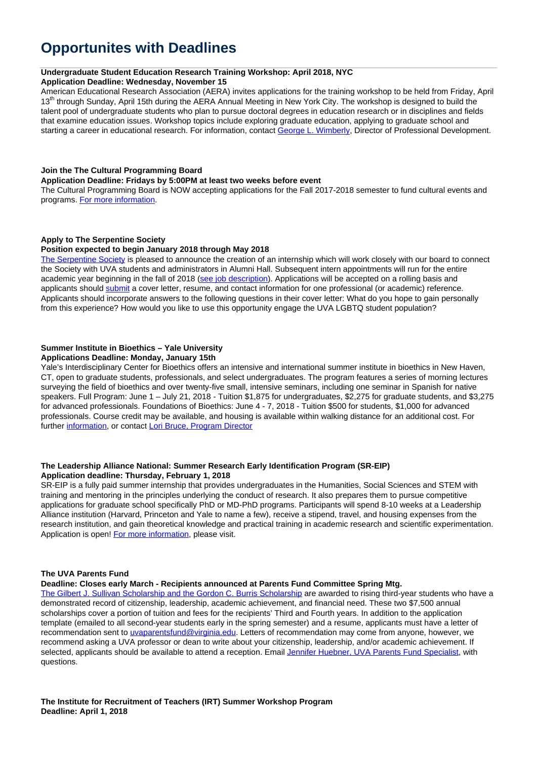# Opportunites with Deadlines

**Undergraduate Student Education Research Training Workshop: April 2018, NYC**
**Application Deadline: Wednesday, November 15**

American Educational Research Association (AERA) invites applications for the training workshop to be held from Friday, April 13th through Sunday, April 15th during the AERA Annual Meeting in New York City. The workshop is designed to build the talent pool of undergraduate students who plan to pursue doctoral degrees in education research or in disciplines and fields that examine education issues. Workshop topics include exploring graduate education, applying to graduate school and starting a career in educational research. For information, contact George L. Wimberly, Director of Professional Development.

**Join the The Cultural Programming Board**
**Application Deadline: Fridays by 5:00PM at least two weeks before event**

The Cultural Programming Board is NOW accepting applications for the Fall 2017-2018 semester to fund cultural events and programs. For more information.

**Apply to The Serpentine Society**
**Position expected to begin January 2018 through May 2018**

The Serpentine Society is pleased to announce the creation of an internship which will work closely with our board to connect the Society with UVA students and administrators in Alumni Hall. Subsequent intern appointments will run for the entire academic year beginning in the fall of 2018 (see job description). Applications will be accepted on a rolling basis and applicants should submit a cover letter, resume, and contact information for one professional (or academic) reference. Applicants should incorporate answers to the following questions in their cover letter: What do you hope to gain personally from this experience? How would you like to use this opportunity engage the UVA LGBTQ student population?

**Summer Institute in Bioethics – Yale University**
**Applications Deadline: Monday, January 15th**

Yale's Interdisciplinary Center for Bioethics offers an intensive and international summer institute in bioethics in New Haven, CT, open to graduate students, professionals, and select undergraduates. The program features a series of morning lectures surveying the field of bioethics and over twenty-five small, intensive seminars, including one seminar in Spanish for native speakers. Full Program: June 1 – July 21, 2018 - Tuition $1,875 for undergraduates, $2,275 for graduate students, and $3,275 for advanced professionals. Foundations of Bioethics: June 4 - 7, 2018 - Tuition $500 for students, $1,000 for advanced professionals. Course credit may be available, and housing is available within walking distance for an additional cost. For further information, or contact Lori Bruce, Program Director

**The Leadership Alliance National: Summer Research Early Identification Program (SR-EIP)**
**Application deadline: Thursday, February 1, 2018**

SR-EIP is a fully paid summer internship that provides undergraduates in the Humanities, Social Sciences and STEM with training and mentoring in the principles underlying the conduct of research. It also prepares them to pursue competitive applications for graduate school specifically PhD or MD-PhD programs. Participants will spend 8-10 weeks at a Leadership Alliance institution (Harvard, Princeton and Yale to name a few), receive a stipend, travel, and housing expenses from the research institution, and gain theoretical knowledge and practical training in academic research and scientific experimentation. Application is open! For more information, please visit.

**The UVA Parents Fund**
**Deadline: Closes early March - Recipients announced at Parents Fund Committee Spring Mtg.**

The Gilbert J. Sullivan Scholarship and the Gordon C. Burris Scholarship are awarded to rising third-year students who have a demonstrated record of citizenship, leadership, academic achievement, and financial need. These two $7,500 annual scholarships cover a portion of tuition and fees for the recipients' Third and Fourth years. In addition to the application template (emailed to all second-year students early in the spring semester) and a resume, applicants must have a letter of recommendation sent to uvaparentsfund@virginia.edu. Letters of recommendation may come from anyone, however, we recommend asking a UVA professor or dean to write about your citizenship, leadership, and/or academic achievement. If selected, applicants should be available to attend a reception. Email Jennifer Huebner, UVA Parents Fund Specialist, with questions.

**The Institute for Recruitment of Teachers (IRT) Summer Workshop Program**
**Deadline: April 1, 2018**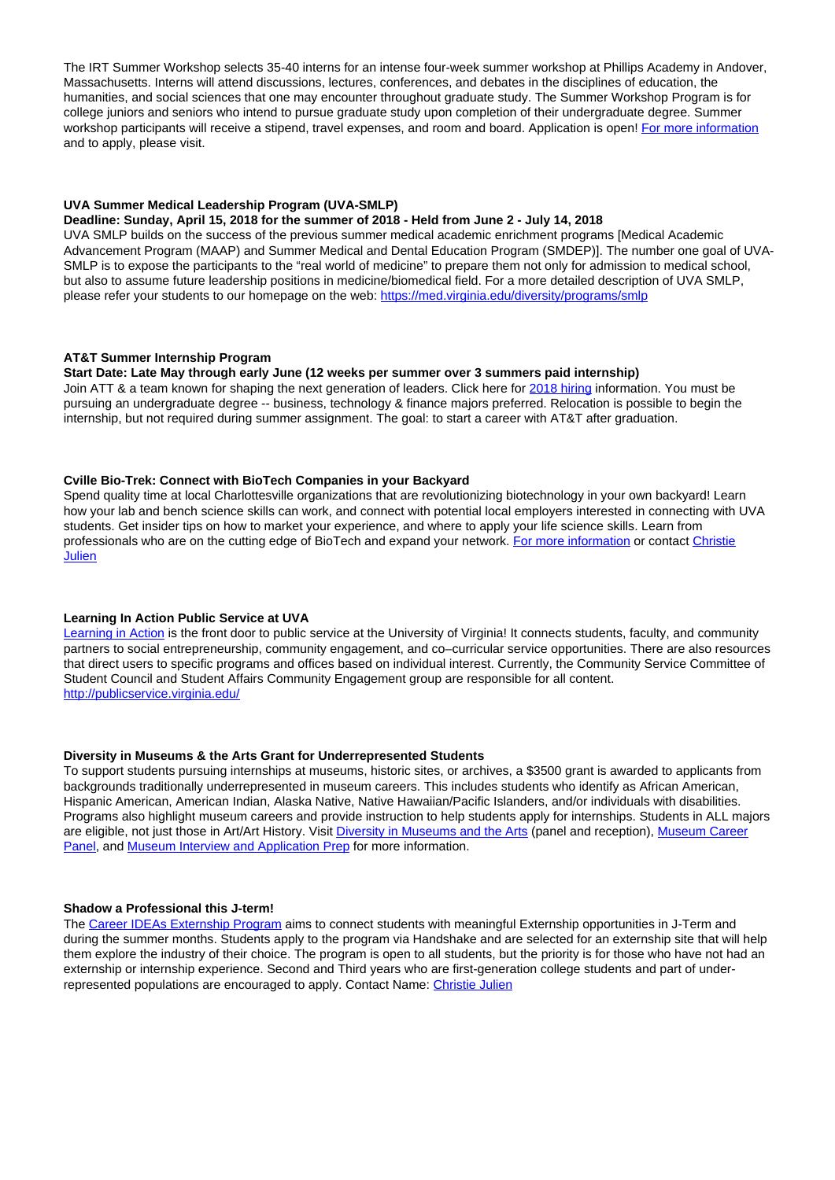The IRT Summer Workshop selects 35-40 interns for an intense four-week summer workshop at Phillips Academy in Andover, Massachusetts. Interns will attend discussions, lectures, conferences, and debates in the disciplines of education, the humanities, and social sciences that one may encounter throughout graduate study. The Summer Workshop Program is for college juniors and seniors who intend to pursue graduate study upon completion of their undergraduate degree. Summer workshop participants will receive a stipend, travel expenses, and room and board. Application is open! For more information and to apply, please visit.

**UVA Summer Medical Leadership Program (UVA-SMLP)**

**Deadline: Sunday, April 15, 2018 for the summer of 2018 - Held from June 2 - July 14, 2018**

UVA SMLP builds on the success of the previous summer medical academic enrichment programs [Medical Academic Advancement Program (MAAP) and Summer Medical and Dental Education Program (SMDEP)]. The number one goal of UVA-SMLP is to expose the participants to the "real world of medicine" to prepare them not only for admission to medical school, but also to assume future leadership positions in medicine/biomedical field. For a more detailed description of UVA SMLP, please refer your students to our homepage on the web: https://med.virginia.edu/diversity/programs/smlp

**AT&T Summer Internship Program**

**Start Date: Late May through early June (12 weeks per summer over 3 summers paid internship)**

Join ATT & a team known for shaping the next generation of leaders. Click here for 2018 hiring information. You must be pursuing an undergraduate degree -- business, technology & finance majors preferred. Relocation is possible to begin the internship, but not required during summer assignment. The goal: to start a career with AT&T after graduation.

**Cville Bio-Trek: Connect with BioTech Companies in your Backyard**

Spend quality time at local Charlottesville organizations that are revolutionizing biotechnology in your own backyard! Learn how your lab and bench science skills can work, and connect with potential local employers interested in connecting with UVA students. Get insider tips on how to market your experience, and where to apply your life science skills. Learn from professionals who are on the cutting edge of BioTech and expand your network. For more information or contact Christie Julien

**Learning In Action Public Service at UVA**

Learning in Action is the front door to public service at the University of Virginia! It connects students, faculty, and community partners to social entrepreneurship, community engagement, and co–curricular service opportunities. There are also resources that direct users to specific programs and offices based on individual interest. Currently, the Community Service Committee of Student Council and Student Affairs Community Engagement group are responsible for all content.
http://publicservice.virginia.edu/

**Diversity in Museums & the Arts Grant for Underrepresented Students**

To support students pursuing internships at museums, historic sites, or archives, a $3500 grant is awarded to applicants from backgrounds traditionally underrepresented in museum careers. This includes students who identify as African American, Hispanic American, American Indian, Alaska Native, Native Hawaiian/Pacific Islanders, and/or individuals with disabilities. Programs also highlight museum careers and provide instruction to help students apply for internships. Students in ALL majors are eligible, not just those in Art/Art History. Visit Diversity in Museums and the Arts (panel and reception), Museum Career Panel, and Museum Interview and Application Prep for more information.

**Shadow a Professional this J-term!**

The Career IDEAs Externship Program aims to connect students with meaningful Externship opportunities in J-Term and during the summer months. Students apply to the program via Handshake and are selected for an externship site that will help them explore the industry of their choice. The program is open to all students, but the priority is for those who have not had an externship or internship experience. Second and Third years who are first-generation college students and part of under-represented populations are encouraged to apply. Contact Name: Christie Julien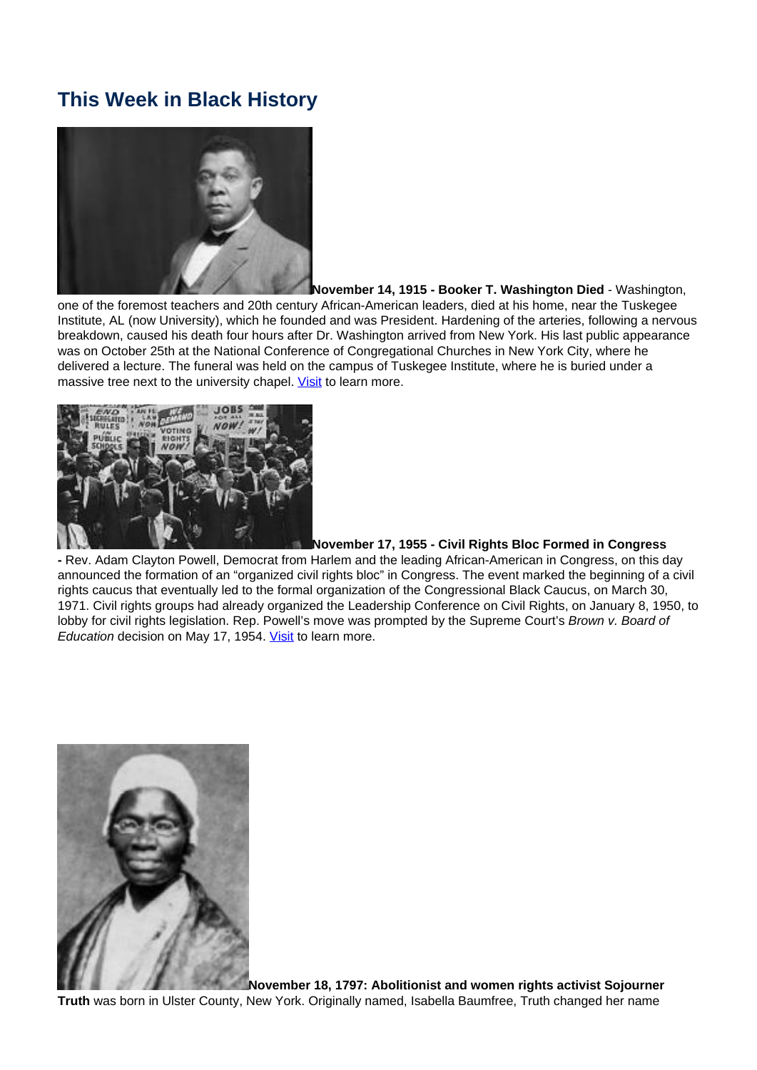## This Week in Black History

**November 14, 1915 - Booker T. Washington Died** - Washington, one of the foremost teachers and 20th century African-American leaders, died at his home, near the Tuskegee Institute, AL (now University), which he founded and was President. Hardening of the arteries, following a nervous breakdown, caused his death four hours after Dr. Washington arrived from New York. His last public appearance was on October 25th at the National Conference of Congregational Churches in New York City, where he delivered a lecture. The funeral was held on the campus of Tuskegee Institute, where he is buried under a massive tree next to the university chapel. Visit to learn more.

**November 17, 1955 - Civil Rights Bloc Formed in Congress -** Rev. Adam Clayton Powell, Democrat from Harlem and the leading African-American in Congress, on this day announced the formation of an "organized civil rights bloc" in Congress. The event marked the beginning of a civil rights caucus that eventually led to the formal organization of the Congressional Black Caucus, on March 30, 1971. Civil rights groups had already organized the Leadership Conference on Civil Rights, on January 8, 1950, to lobby for civil rights legislation. Rep. Powell's move was prompted by the Supreme Court's *Brown v. Board of Education* decision on May 17, 1954. Visit to learn more.

**November 18, 1797: Abolitionist and women rights activist Sojourner Truth** was born in Ulster County, New York. Originally named, Isabella Baumfree, Truth changed her name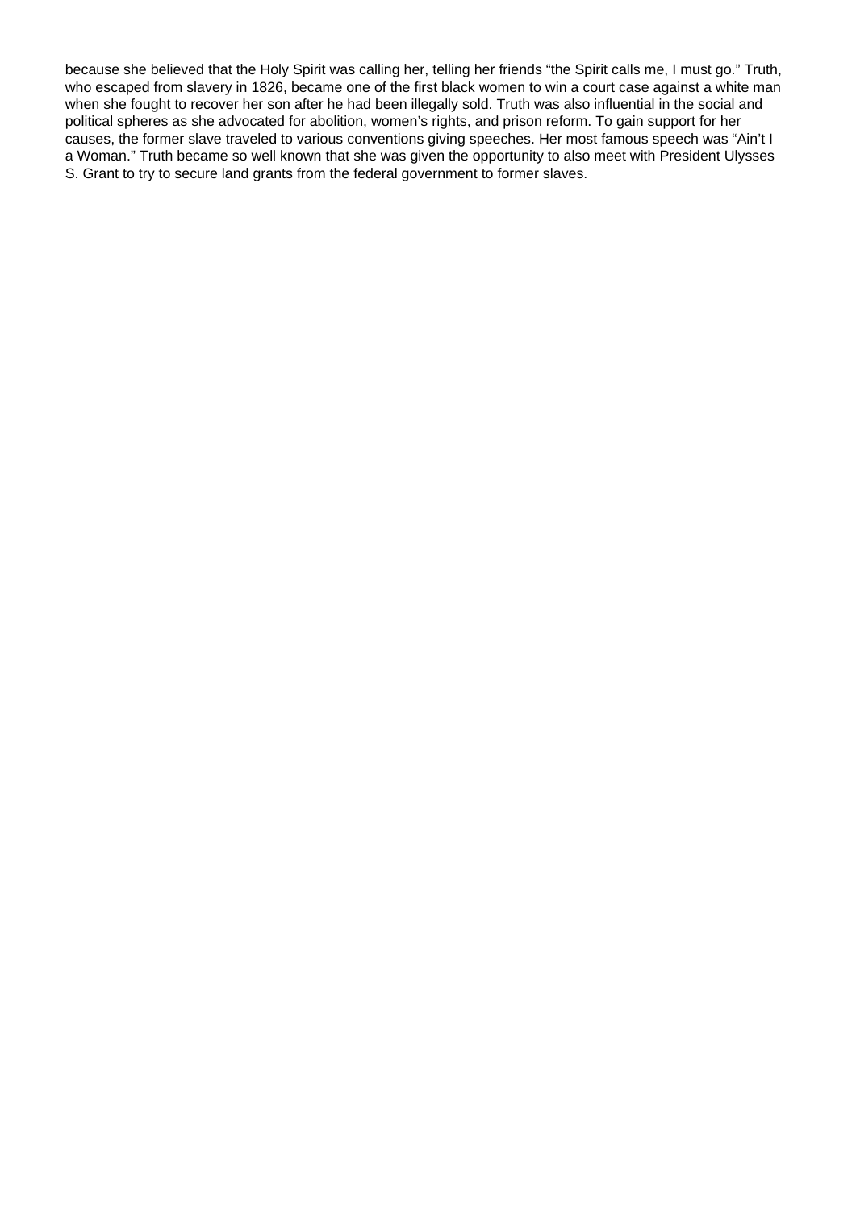because she believed that the Holy Spirit was calling her, telling her friends "the Spirit calls me, I must go." Truth, who escaped from slavery in 1826, became one of the first black women to win a court case against a white man when she fought to recover her son after he had been illegally sold. Truth was also influential in the social and political spheres as she advocated for abolition, women's rights, and prison reform. To gain support for her causes, the former slave traveled to various conventions giving speeches. Her most famous speech was "Ain't I a Woman." Truth became so well known that she was given the opportunity to also meet with President Ulysses S. Grant to try to secure land grants from the federal government to former slaves.